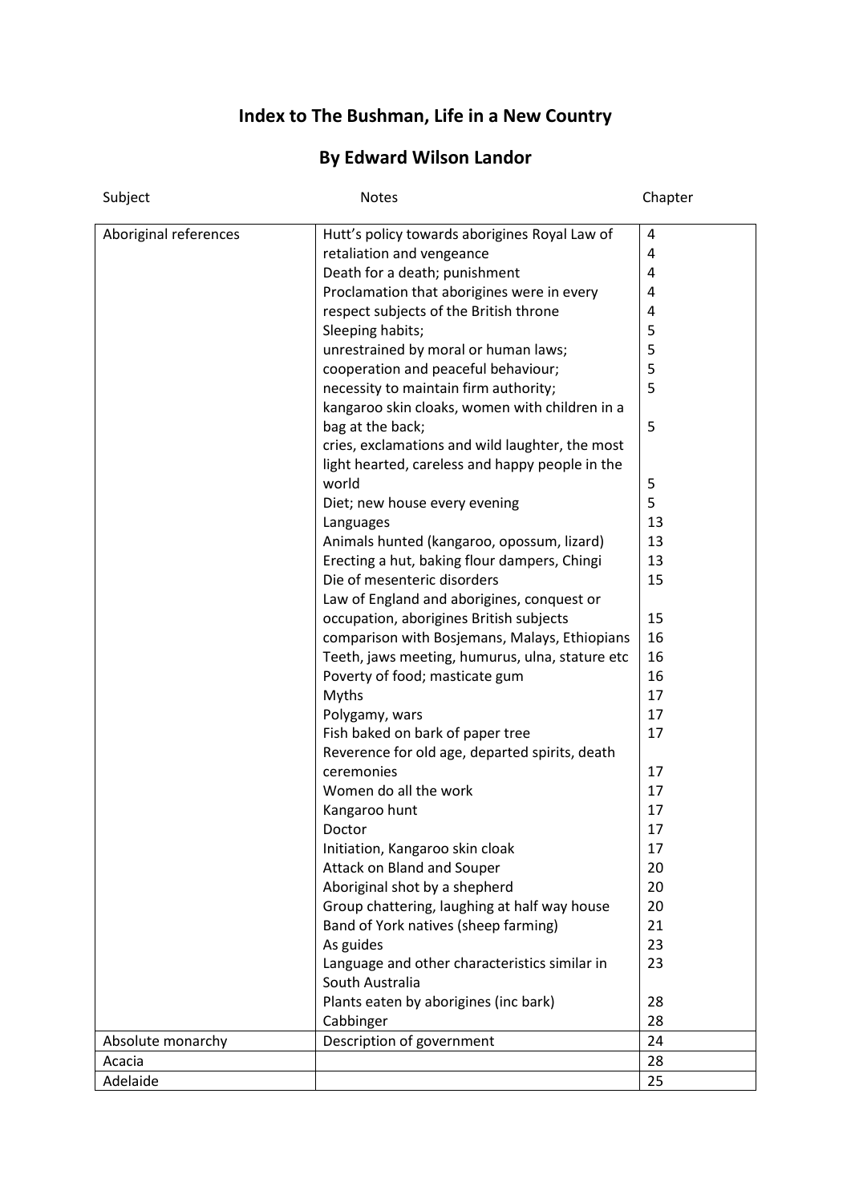# Index to The Bushman, Life in a New Country

## By Edward Wilson Landor

| Subject | Notes | Chapter |
|---|---|---|
| Aboriginal references | Hutt's policy towards aborigines Royal Law of retaliation and vengeance | 4 4 |
| | Death for a death; punishment | 4 |
| | Proclamation that aborigines were in every respect subjects of the British throne | 4 4 |
| | Sleeping habits; | 5 |
| | unrestrained by moral or human laws; | 5 |
| | cooperation and peaceful behaviour; | 5 |
| | necessity to maintain firm authority; | 5 |
| | kangaroo skin cloaks, women with children in a bag at the back; | 5 |
| | cries, exclamations and wild laughter, the most light hearted, careless and happy people in the world | 5 |
| | Diet; new house every evening | 5 |
| | Languages | 13 |
| | Animals hunted (kangaroo, opossum, lizard) | 13 |
| | Erecting a hut, baking flour dampers, Chingi | 13 |
| | Die of mesenteric disorders | 15 |
| | Law of England and aborigines, conquest or occupation, aborigines British subjects | 15 |
| | comparison with Bosjemans, Malays, Ethiopians | 16 |
| | Teeth, jaws meeting, humurus, ulna, stature etc | 16 |
| | Poverty of food; masticate gum | 16 |
| | Myths | 17 |
| | Polygamy, wars | 17 |
| | Fish baked on bark of paper tree | 17 |
| | Reverence for old age, departed spirits, death ceremonies | 17 |
| | Women do all the work | 17 |
| | Kangaroo hunt | 17 |
| | Doctor | 17 |
| | Initiation, Kangaroo skin cloak | 17 |
| | Attack on Bland and Souper | 20 |
| | Aboriginal shot by a shepherd | 20 |
| | Group chattering, laughing at half way house | 20 |
| | Band of York natives (sheep farming) | 21 |
| | As guides | 23 |
| | Language and other characteristics similar in South Australia | 23 |
| | Plants eaten by aborigines (inc bark) | 28 |
| | Cabbinger | 28 |
| Absolute monarchy | Description of government | 24 |
| Acacia | | 28 |
| Adelaide | | 25 |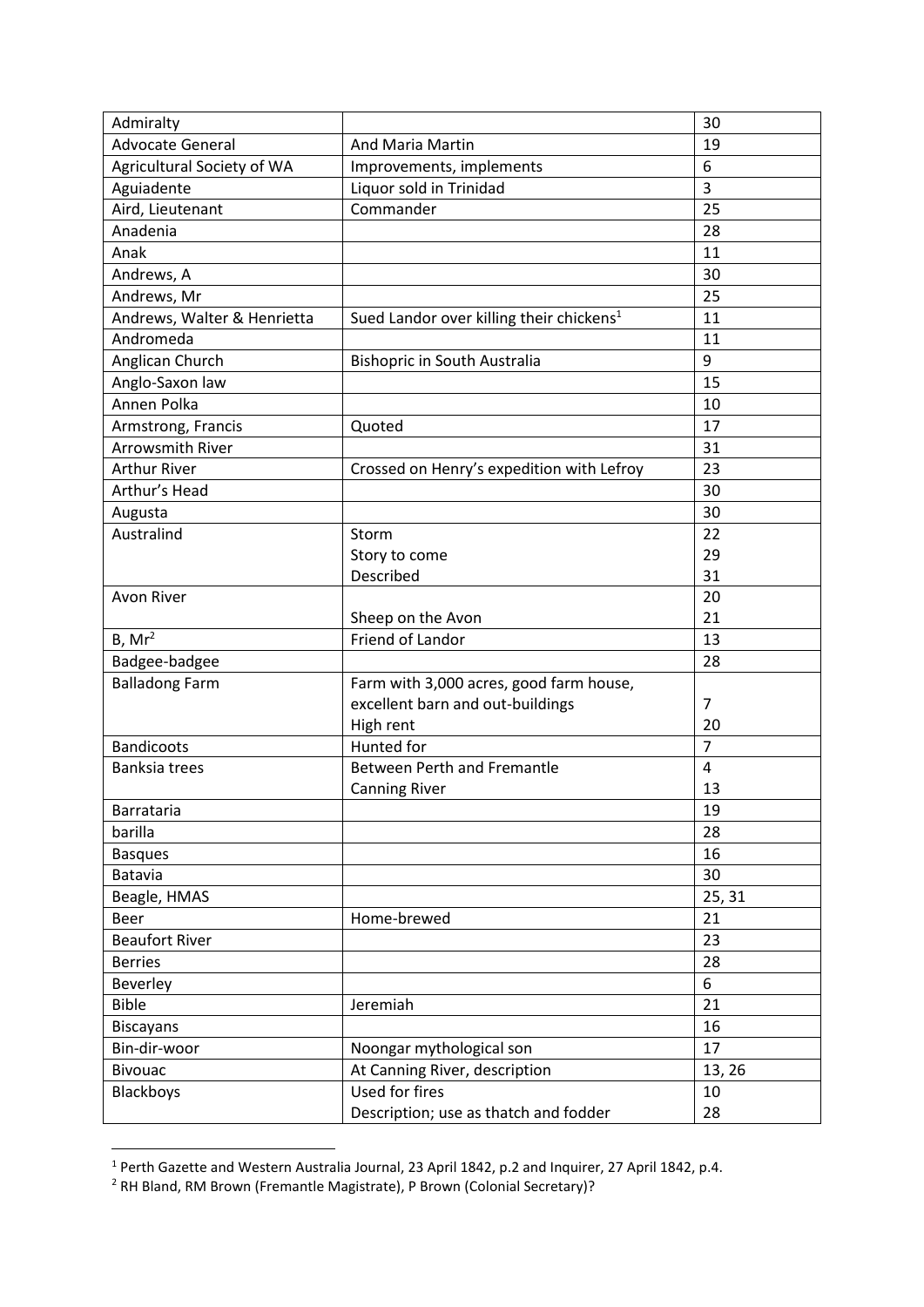| | | |
|---|---|---|
| Admiralty | | 30 |
| Advocate General | And Maria Martin | 19 |
| Agricultural Society of WA | Improvements, implements | 6 |
| Aguiadente | Liquor sold in Trinidad | 3 |
| Aird, Lieutenant | Commander | 25 |
| Anadenia | | 28 |
| Anak | | 11 |
| Andrews, A | | 30 |
| Andrews, Mr | | 25 |
| Andrews, Walter & Henrietta | Sued Landor over killing their chickens[1] | 11 |
| Andromeda | | 11 |
| Anglican Church | Bishopric in South Australia | 9 |
| Anglo-Saxon law | | 15 |
| Annen Polka | | 10 |
| Armstrong, Francis | Quoted | 17 |
| Arrowsmith River | | 31 |
| Arthur River | Crossed on Henry's expedition with Lefroy | 23 |
| Arthur's Head | | 30 |
| Augusta | | 30 |
| Australind | Storm | 22 |
| | Story to come | 29 |
| | Described | 31 |
| Avon River | | 20 |
| | Sheep on the Avon | 21 |
| B, Mr[2] | Friend of Landor | 13 |
| Badgee-badgee | | 28 |
| Balladong Farm | Farm with 3,000 acres, good farm house, excellent barn and out-buildings | 7 |
| | High rent | 20 |
| Bandicoots | Hunted for | 7 |
| Banksia trees | Between Perth and Fremantle | 4 |
| | Canning River | 13 |
| Barrataria | | 19 |
| barilla | | 28 |
| Basques | | 16 |
| Batavia | | 30 |
| Beagle, HMAS | | 25, 31 |
| Beer | Home-brewed | 21 |
| Beaufort River | | 23 |
| Berries | | 28 |
| Beverley | | 6 |
| Bible | Jeremiah | 21 |
| Biscayans | | 16 |
| Bin-dir-woor | Noongar mythological son | 17 |
| Bivouac | At Canning River, description | 13, 26 |
| Blackboys | Used for fires | 10 |
| | Description; use as thatch and fodder | 28 |

[1] Perth Gazette and Western Australia Journal, 23 April 1842, p.2 and Inquirer, 27 April 1842, p.4.

[2] RH Bland, RM Brown (Fremantle Magistrate), P Brown (Colonial Secretary)?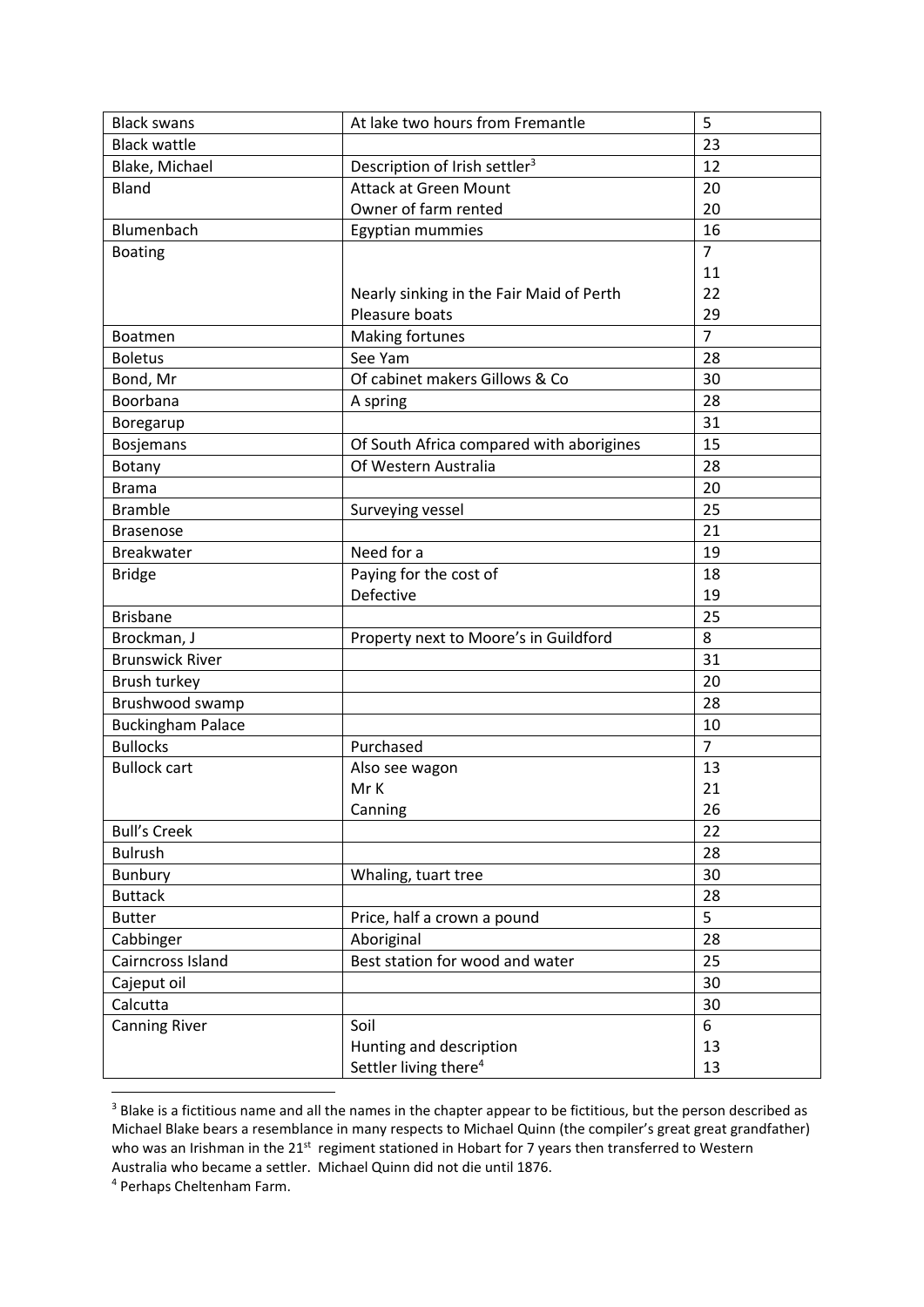| Black swans | At lake two hours from Fremantle | 5 |
|---|---|---|
| Black wattle | | 23 |
| Blake, Michael | Description of Irish settler[3] | 12 |
| Bland | Attack at Green Mount | 20 |
| | Owner of farm rented | 20 |
| Blumenbach | Egyptian mummies | 16 |
| Boating | | 7 |
| | | 11 |
| | Nearly sinking in the Fair Maid of Perth | 22 |
| | Pleasure boats | 29 |
| Boatmen | Making fortunes | 7 |
| Boletus | See Yam | 28 |
| Bond, Mr | Of cabinet makers Gillows & Co | 30 |
| Boorbana | A spring | 28 |
| Boregarup | | 31 |
| Bosjemans | Of South Africa compared with aborigines | 15 |
| Botany | Of Western Australia | 28 |
| Brama | | 20 |
| Bramble | Surveying vessel | 25 |
| Brasenose | | 21 |
| Breakwater | Need for a | 19 |
| Bridge | Paying for the cost of | 18 |
| | Defective | 19 |
| Brisbane | | 25 |
| Brockman, J | Property next to Moore's in Guildford | 8 |
| Brunswick River | | 31 |
| Brush turkey | | 20 |
| Brushwood swamp | | 28 |
| Buckingham Palace | | 10 |
| Bullocks | Purchased | 7 |
| Bullock cart | Also see wagon | 13 |
| | Mr K | 21 |
| | Canning | 26 |
| Bull's Creek | | 22 |
| Bulrush | | 28 |
| Bunbury | Whaling, tuart tree | 30 |
| Buttack | | 28 |
| Butter | Price, half a crown a pound | 5 |
| Cabbinger | Aboriginal | 28 |
| Cairncross Island | Best station for wood and water | 25 |
| Cajeput oil | | 30 |
| Calcutta | | 30 |
| Canning River | Soil | 6 |
| | Hunting and description | 13 |
| | Settler living there[4] | 13 |

[3] Blake is a fictitious name and all the names in the chapter appear to be fictitious, but the person described as Michael Blake bears a resemblance in many respects to Michael Quinn (the compiler's great great grandfather) who was an Irishman in the 21st regiment stationed in Hobart for 7 years then transferred to Western Australia who became a settler. Michael Quinn did not die until 1876.

[4] Perhaps Cheltenham Farm.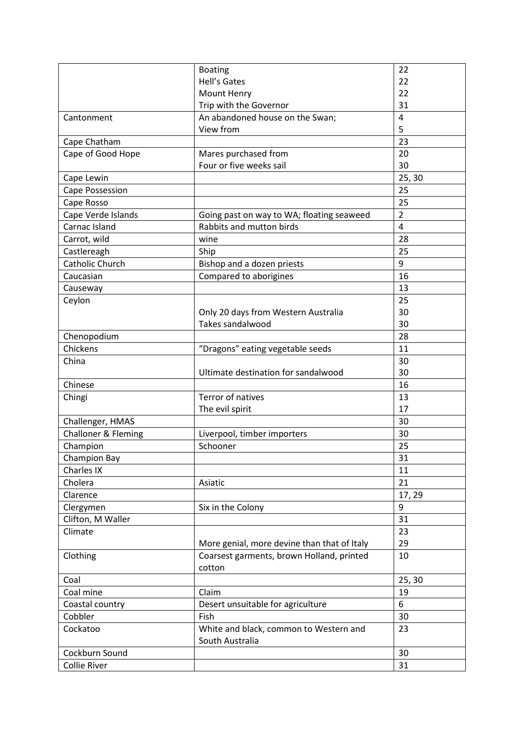| | | |
|---|---|---|
| | Boating<br>Hell's Gates<br>Mount Henry<br>Trip with the Governor | 22<br>22<br>22<br>31 |
| Cantonment | An abandoned house on the Swan;<br>View from | 4<br>5 |
| Cape Chatham | | 23 |
| Cape of Good Hope | Mares purchased from<br>Four or five weeks sail | 20<br>30 |
| Cape Lewin | | 25, 30 |
| Cape Possession | | 25 |
| Cape Rosso | | 25 |
| Cape Verde Islands | Going past on way to WA; floating seaweed | 2 |
| Carnac Island | Rabbits and mutton birds | 4 |
| Carrot, wild | wine | 28 |
| Castlereagh | Ship | 25 |
| Catholic Church | Bishop and a dozen priests | 9 |
| Caucasian | Compared to aborigines | 16 |
| Causeway | | 13 |
| Ceylon | <br>Only 20 days from Western Australia<br>Takes sandalwood | 25<br>30<br>30 |
| Chenopodium | | 28 |
| Chickens | "Dragons" eating vegetable seeds | 11 |
| China | <br>Ultimate destination for sandalwood | 30<br>30 |
| Chinese | | 16 |
| Chingi | Terror of natives<br>The evil spirit | 13<br>17 |
| Challenger, HMAS | | 30 |
| Challoner & Fleming | Liverpool, timber importers | 30 |
| Champion | Schooner | 25 |
| Champion Bay | | 31 |
| Charles IX | | 11 |
| Cholera | Asiatic | 21 |
| Clarence | | 17, 29 |
| Clergymen | Six in the Colony | 9 |
| Clifton, M Waller | | 31 |
| Climate | <br>More genial, more devine than that of Italy | 23<br>29 |
| Clothing | Coarsest garments, brown Holland, printed cotton | 10 |
| Coal | | 25, 30 |
| Coal mine | Claim | 19 |
| Coastal country | Desert unsuitable for agriculture | 6 |
| Cobbler | Fish | 30 |
| Cockatoo | White and black, common to Western and South Australia | 23 |
| Cockburn Sound | | 30 |
| Collie River | | 31 |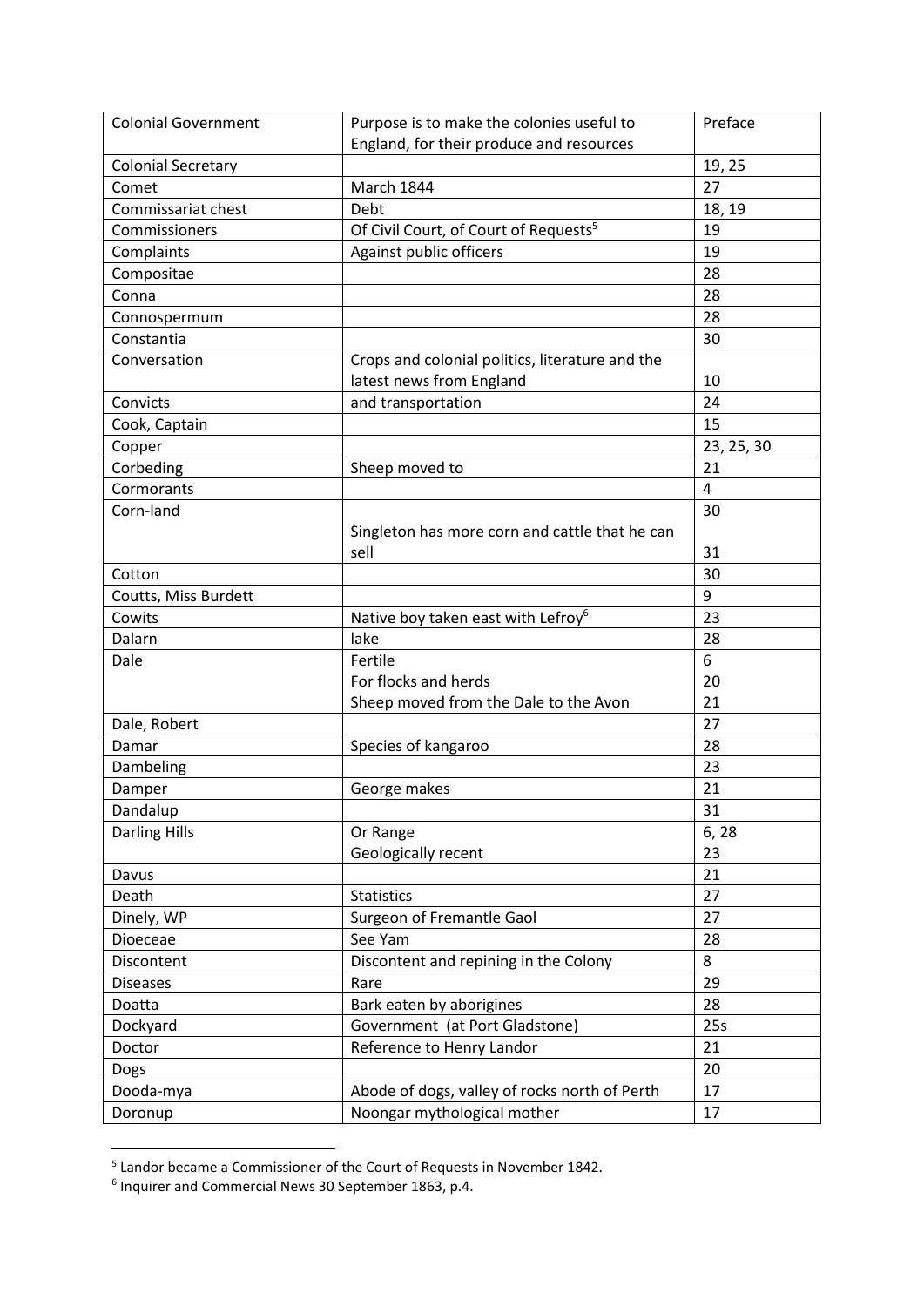| Colonial Government | Purpose is to make the colonies useful to England, for their produce and resources | Preface |
|---|---|---|
| Colonial Secretary | | 19, 25 |
| Comet | March 1844 | 27 |
| Commissariat chest | Debt | 18, 19 |
| Commissioners | Of Civil Court, of Court of Requests[5] | 19 |
| Complaints | Against public officers | 19 |
| Compositae | | 28 |
| Conna | | 28 |
| Connospermum | | 28 |
| Constantia | | 30 |
| Conversation | Crops and colonial politics, literature and the latest news from England | 10 |
| Convicts | and transportation | 24 |
| Cook, Captain | | 15 |
| Copper | | 23, 25, 30 |
| Corbeding | Sheep moved to | 21 |
| Cormorants | | 4 |
| Corn-land | <br>Singleton has more corn and cattle that he can sell | 30<br>31 |
| Cotton | | 30 |
| Coutts, Miss Burdett | | 9 |
| Cowits | Native boy taken east with Lefroy[6] | 23 |
| Dalarn | lake | 28 |
| Dale | Fertile<br>For flocks and herds<br>Sheep moved from the Dale to the Avon | 6<br>20<br>21 |
| Dale, Robert | | 27 |
| Damar | Species of kangaroo | 28 |
| Dambeling | | 23 |
| Damper | George makes | 21 |
| Dandalup | | 31 |
| Darling Hills | Or Range<br>Geologically recent | 6, 28<br>23 |
| Davus | | 21 |
| Death | Statistics | 27 |
| Dinely, WP | Surgeon of Fremantle Gaol | 27 |
| Dioeceae | See Yam | 28 |
| Discontent | Discontent and repining in the Colony | 8 |
| Diseases | Rare | 29 |
| Doatta | Bark eaten by aborigines | 28 |
| Dockyard | Government (at Port Gladstone) | 25s |
| Doctor | Reference to Henry Landor | 21 |
| Dogs | | 20 |
| Dooda-mya | Abode of dogs, valley of rocks north of Perth | 17 |
| Doronup | Noongar mythological mother | 17 |

[5] Landor became a Commissioner of the Court of Requests in November 1842.

[6] Inquirer and Commercial News 30 September 1863, p.4.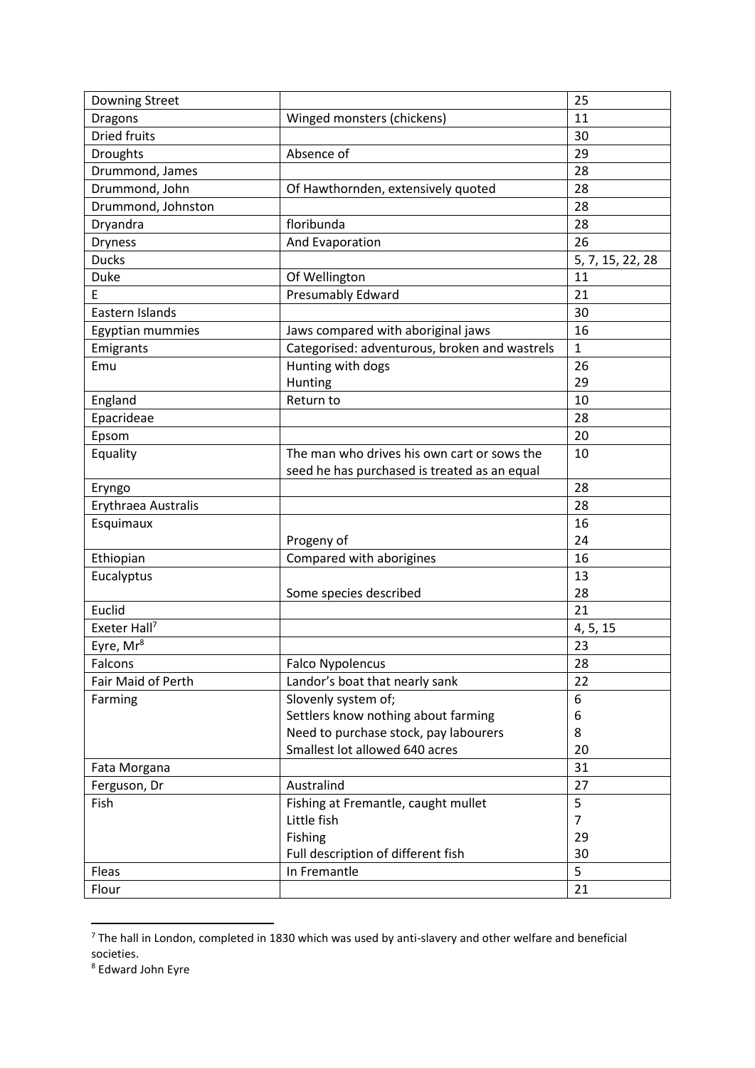| Downing Street | | 25 |
|---|---|---|
| Dragons | Winged monsters (chickens) | 11 |
| Dried fruits | | 30 |
| Droughts | Absence of | 29 |
| Drummond, James | | 28 |
| Drummond, John | Of Hawthornden, extensively quoted | 28 |
| Drummond, Johnston | | 28 |
| Dryandra | floribunda | 28 |
| Dryness | And Evaporation | 26 |
| Ducks | | 5, 7, 15, 22, 28 |
| Duke | Of Wellington | 11 |
| E | Presumably Edward | 21 |
| Eastern Islands | | 30 |
| Egyptian mummies | Jaws compared with aboriginal jaws | 16 |
| Emigrants | Categorised: adventurous, broken and wastrels | 1 |
| Emu | Hunting with dogs<br>Hunting | 26<br>29 |
| England | Return to | 10 |
| Epacrideae | | 28 |
| Epsom | | 20 |
| Equality | The man who drives his own cart or sows the seed he has purchased is treated as an equal | 10 |
| Eryngo | | 28 |
| Erythraea Australis | | 28 |
| Esquimaux | <br>Progeny of | 16<br>24 |
| Ethiopian | Compared with aborigines | 16 |
| Eucalyptus | <br>Some species described | 13<br>28 |
| Euclid | | 21 |
| Exeter Hall[7] | | 4, 5, 15 |
| Eyre, Mr[8] | | 23 |
| Falcons | Falco Nypolencus | 28 |
| Fair Maid of Perth | Landor's boat that nearly sank | 22 |
| Farming | Slovenly system of;<br>Settlers know nothing about farming<br>Need to purchase stock, pay labourers<br>Smallest lot allowed 640 acres | 6<br>6<br>8<br>20 |
| Fata Morgana | | 31 |
| Ferguson, Dr | Australind | 27 |
| Fish | Fishing at Fremantle, caught mullet<br>Little fish<br>Fishing<br>Full description of different fish | 5<br>7<br>29<br>30 |
| Fleas | In Fremantle | 5 |
| Flour | | 21 |

[7] The hall in London, completed in 1830 which was used by anti-slavery and other welfare and beneficial societies.

[8] Edward John Eyre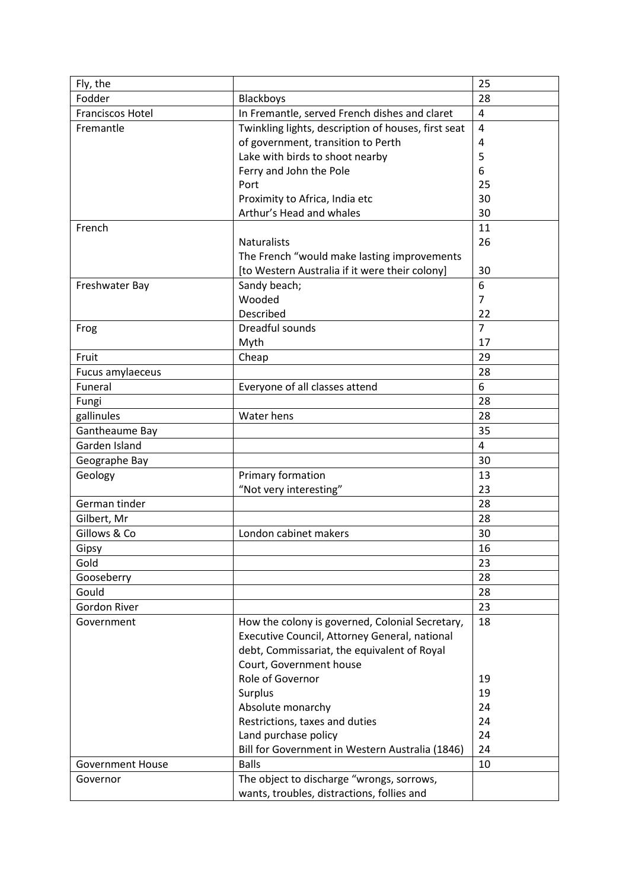| Fly, the | | 25 |
|---|---|---|
| Fodder | Blackboys | 28 |
| Franciscos Hotel | In Fremantle, served French dishes and claret | 4 |
| Fremantle | Twinkling lights, description of houses, first seat | 4 |
| | of government, transition to Perth | 4 |
| | Lake with birds to shoot nearby | 5 |
| | Ferry and John the Pole | 6 |
| | Port | 25 |
| | Proximity to Africa, India etc | 30 |
| | Arthur's Head and whales | 30 |
| French | | 11 |
| | Naturalists | 26 |
| | The French "would make lasting improvements [to Western Australia if it were their colony] | 30 |
| Freshwater Bay | Sandy beach; | 6 |
| | Wooded | 7 |
| | Described | 22 |
| Frog | Dreadful sounds | 7 |
| | Myth | 17 |
| Fruit | Cheap | 29 |
| Fucus amylaeceus | | 28 |
| Funeral | Everyone of all classes attend | 6 |
| Fungi | | 28 |
| gallinules | Water hens | 28 |
| Gantheaume Bay | | 35 |
| Garden Island | | 4 |
| Geographe Bay | | 30 |
| Geology | Primary formation | 13 |
| | "Not very interesting" | 23 |
| German tinder | | 28 |
| Gilbert, Mr | | 28 |
| Gillows & Co | London cabinet makers | 30 |
| Gipsy | | 16 |
| Gold | | 23 |
| Gooseberry | | 28 |
| Gould | | 28 |
| Gordon River | | 23 |
| Government | How the colony is governed, Colonial Secretary, Executive Council, Attorney General, national debt, Commissariat, the equivalent of Royal Court, Government house | 18 |
| | Role of Governor | 19 |
| | Surplus | 19 |
| | Absolute monarchy | 24 |
| | Restrictions, taxes and duties | 24 |
| | Land purchase policy | 24 |
| | Bill for Government in Western Australia (1846) | 24 |
| Government House | Balls | 10 |
| Governor | The object to discharge "wrongs, sorrows, wants, troubles, distractions, follies and | |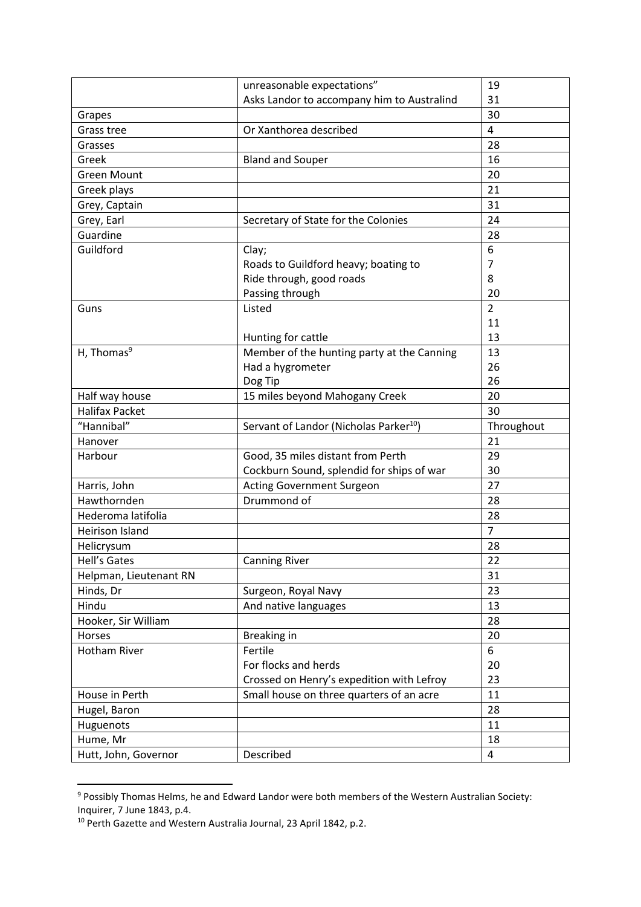| | | |
|---|---|---|
| | unreasonable expectations" | 19 |
| | Asks Landor to accompany him to Australind | 31 |
| Grapes | | 30 |
| Grass tree | Or Xanthorea described | 4 |
| Grasses | | 28 |
| Greek | Bland and Souper | 16 |
| Green Mount | | 20 |
| Greek plays | | 21 |
| Grey, Captain | | 31 |
| Grey, Earl | Secretary of State for the Colonies | 24 |
| Guardine | | 28 |
| Guildford | Clay; | 6 |
| | Roads to Guildford heavy; boating to | 7 |
| | Ride through, good roads | 8 |
| | Passing through | 20 |
| Guns | Listed | 2 |
| | | 11 |
| | Hunting for cattle | 13 |
| H, Thomas[9] | Member of the hunting party at the Canning | 13 |
| | Had a hygrometer | 26 |
| | Dog Tip | 26 |
| Half way house | 15 miles beyond Mahogany Creek | 20 |
| Halifax Packet | | 30 |
| "Hannibal" | Servant of Landor (Nicholas Parker[10]) | Throughout |
| Hanover | | 21 |
| Harbour | Good, 35 miles distant from Perth | 29 |
| | Cockburn Sound, splendid for ships of war | 30 |
| Harris, John | Acting Government Surgeon | 27 |
| Hawthornden | Drummond of | 28 |
| Hederoma latifolia | | 28 |
| Heirison Island | | 7 |
| Helicrysum | | 28 |
| Hell's Gates | Canning River | 22 |
| Helpman, Lieutenant RN | | 31 |
| Hinds, Dr | Surgeon, Royal Navy | 23 |
| Hindu | And native languages | 13 |
| Hooker, Sir William | | 28 |
| Horses | Breaking in | 20 |
| Hotham River | Fertile | 6 |
| | For flocks and herds | 20 |
| | Crossed on Henry's expedition with Lefroy | 23 |
| House in Perth | Small house on three quarters of an acre | 11 |
| Hugel, Baron | | 28 |
| Huguenots | | 11 |
| Hume, Mr | | 18 |
| Hutt, John, Governor | Described | 4 |

[9] Possibly Thomas Helms, he and Edward Landor were both members of the Western Australian Society: Inquirer, 7 June 1843, p.4.

[10] Perth Gazette and Western Australia Journal, 23 April 1842, p.2.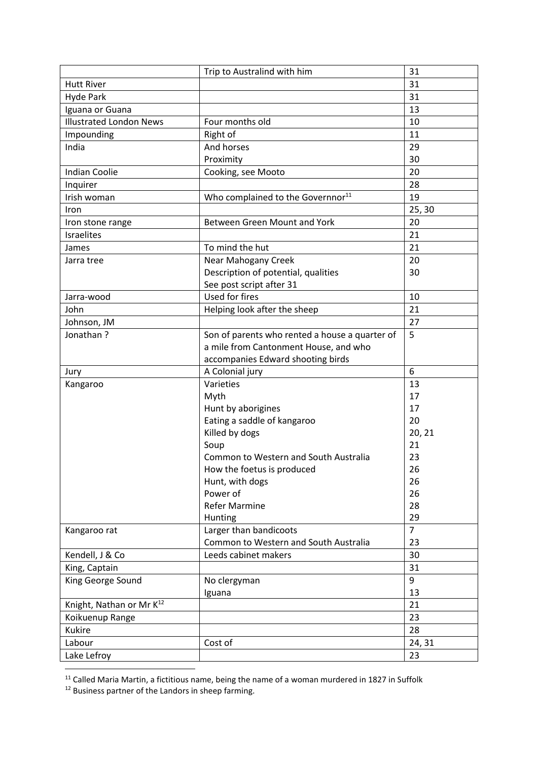| | | |
|---|---|---|
| | Trip to Australind with him | 31 |
| Hutt River | | 31 |
| Hyde Park | | 31 |
| Iguana or Guana | | 13 |
| Illustrated London News | Four months old | 10 |
| Impounding | Right of | 11 |
| India | And horses | 29 |
| | Proximity | 30 |
| Indian Coolie | Cooking, see Mooto | 20 |
| Inquirer | | 28 |
| Irish woman | Who complained to the Governnor[11] | 19 |
| Iron | | 25, 30 |
| Iron stone range | Between Green Mount and York | 20 |
| Israelites | | 21 |
| James | To mind the hut | 21 |
| Jarra tree | Near Mahogany Creek | 20 |
| | Description of potential, qualities | 30 |
| | See post script after 31 | |
| Jarra-wood | Used for fires | 10 |
| John | Helping look after the sheep | 21 |
| Johnson, JM | | 27 |
| Jonathan ? | Son of parents who rented a house a quarter of a mile from Cantonment House, and who accompanies Edward shooting birds | 5 |
| Jury | A Colonial jury | 6 |
| Kangaroo | Varieties | 13 |
| | Myth | 17 |
| | Hunt by aborigines | 17 |
| | Eating a saddle of kangaroo | 20 |
| | Killed by dogs | 20, 21 |
| | Soup | 21 |
| | Common to Western and South Australia | 23 |
| | How the foetus is produced | 26 |
| | Hunt, with dogs | 26 |
| | Power of | 26 |
| | Refer Marmine | 28 |
| | Hunting | 29 |
| Kangaroo rat | Larger than bandicoots | 7 |
| | Common to Western and South Australia | 23 |
| Kendell, J & Co | Leeds cabinet makers | 30 |
| King, Captain | | 31 |
| King George Sound | No clergyman | 9 |
| | Iguana | 13 |
| Knight, Nathan or Mr K[12] | | 21 |
| Koikuenup Range | | 23 |
| Kukire | | 28 |
| Labour | Cost of | 24, 31 |
| Lake Lefroy | | 23 |

[11] Called Maria Martin, a fictitious name, being the name of a woman murdered in 1827 in Suffolk

[12] Business partner of the Landors in sheep farming.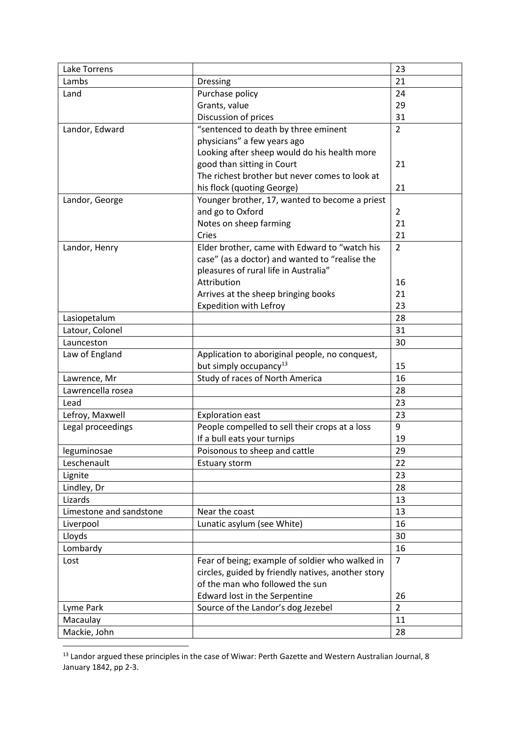| | | |
|---|---|---|
| Lake Torrens | | 23 |
| Lambs | Dressing | 21 |
| Land | Purchase policy | 24 |
| | Grants, value | 29 |
| | Discussion of prices | 31 |
| Landor, Edward | "sentenced to death by three eminent physicians" a few years ago | 2 |
| | Looking after sheep would do his health more good than sitting in Court | 21 |
| | The richest brother but never comes to look at his flock (quoting George) | 21 |
| Landor, George | Younger brother, 17, wanted to become a priest and go to Oxford | 2 |
| | Notes on sheep farming | 21 |
| | Cries | 21 |
| Landor, Henry | Elder brother, came with Edward to "watch his case" (as a doctor) and wanted to "realise the pleasures of rural life in Australia" | 2 |
| | Attribution | 16 |
| | Arrives at the sheep bringing books | 21 |
| | Expedition with Lefroy | 23 |
| Lasiopetalum | | 28 |
| Latour, Colonel | | 31 |
| Launceston | | 30 |
| Law of England | Application to aboriginal people, no conquest, but simply occupancy[13] | 15 |
| Lawrence, Mr | Study of races of North America | 16 |
| Lawrencella rosea | | 28 |
| Lead | | 23 |
| Lefroy, Maxwell | Exploration east | 23 |
| Legal proceedings | People compelled to sell their crops at a loss | 9 |
| | If a bull eats your turnips | 19 |
| leguminosae | Poisonous to sheep and cattle | 29 |
| Leschenault | Estuary storm | 22 |
| Lignite | | 23 |
| Lindley, Dr | | 28 |
| Lizards | | 13 |
| Limestone and sandstone | Near the coast | 13 |
| Liverpool | Lunatic asylum (see White) | 16 |
| Lloyds | | 30 |
| Lombardy | | 16 |
| Lost | Fear of being; example of soldier who walked in circles, guided by friendly natives, another story of the man who followed the sun | 7 |
| | Edward lost in the Serpentine | 26 |
| Lyme Park | Source of the Landor's dog Jezebel | 2 |
| Macaulay | | 11 |
| Mackie, John | | 28 |

[13] Landor argued these principles in the case of Wiwar: Perth Gazette and Western Australian Journal, 8 January 1842, pp 2-3.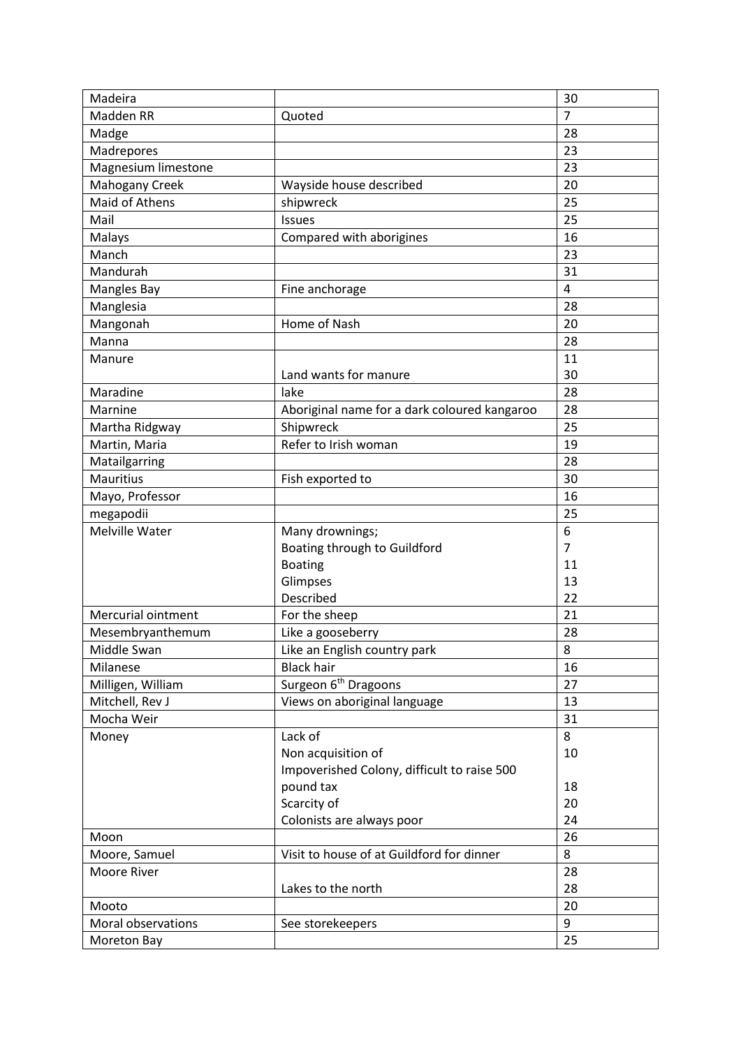| Madeira | | 30 |
|---|---|---|
| Madden RR | Quoted | 7 |
| Madge | | 28 |
| Madrepores | | 23 |
| Magnesium limestone | | 23 |
| Mahogany Creek | Wayside house described | 20 |
| Maid of Athens | shipwreck | 25 |
| Mail | Issues | 25 |
| Malays | Compared with aborigines | 16 |
| Manch | | 23 |
| Mandurah | | 31 |
| Mangles Bay | Fine anchorage | 4 |
| Manglesia | | 28 |
| Mangonah | Home of Nash | 20 |
| Manna | | 28 |
| Manure | | 11 |
| | Land wants for manure | 30 |
| Maradine | lake | 28 |
| Marnine | Aboriginal name for a dark coloured kangaroo | 28 |
| Martha Ridgway | Shipwreck | 25 |
| Martin, Maria | Refer to Irish woman | 19 |
| Matailgarring | | 28 |
| Mauritius | Fish exported to | 30 |
| Mayo, Professor | | 16 |
| megapodii | | 25 |
| Melville Water | Many drownings;<br>Boating through to Guildford<br>Boating<br>Glimpses<br>Described | 6<br>7<br>11<br>13<br>22 |
| Mercurial ointment | For the sheep | 21 |
| Mesembryanthemum | Like a gooseberry | 28 |
| Middle Swan | Like an English country park | 8 |
| Milanese | Black hair | 16 |
| Milligen, William | Surgeon 6th Dragoons | 27 |
| Mitchell, Rev J | Views on aboriginal language | 13 |
| Mocha Weir | | 31 |
| Money | Lack of<br>Non acquisition of<br>Impoverished Colony, difficult to raise 500 pound tax<br>Scarcity of<br>Colonists are always poor | 8<br>10<br>18<br>20<br>24 |
| Moon | | 26 |
| Moore, Samuel | Visit to house of at Guildford for dinner | 8 |
| Moore River | | 28 |
| | Lakes to the north | 28 |
| Mooto | | 20 |
| Moral observations | See storekeepers | 9 |
| Moreton Bay | | 25 |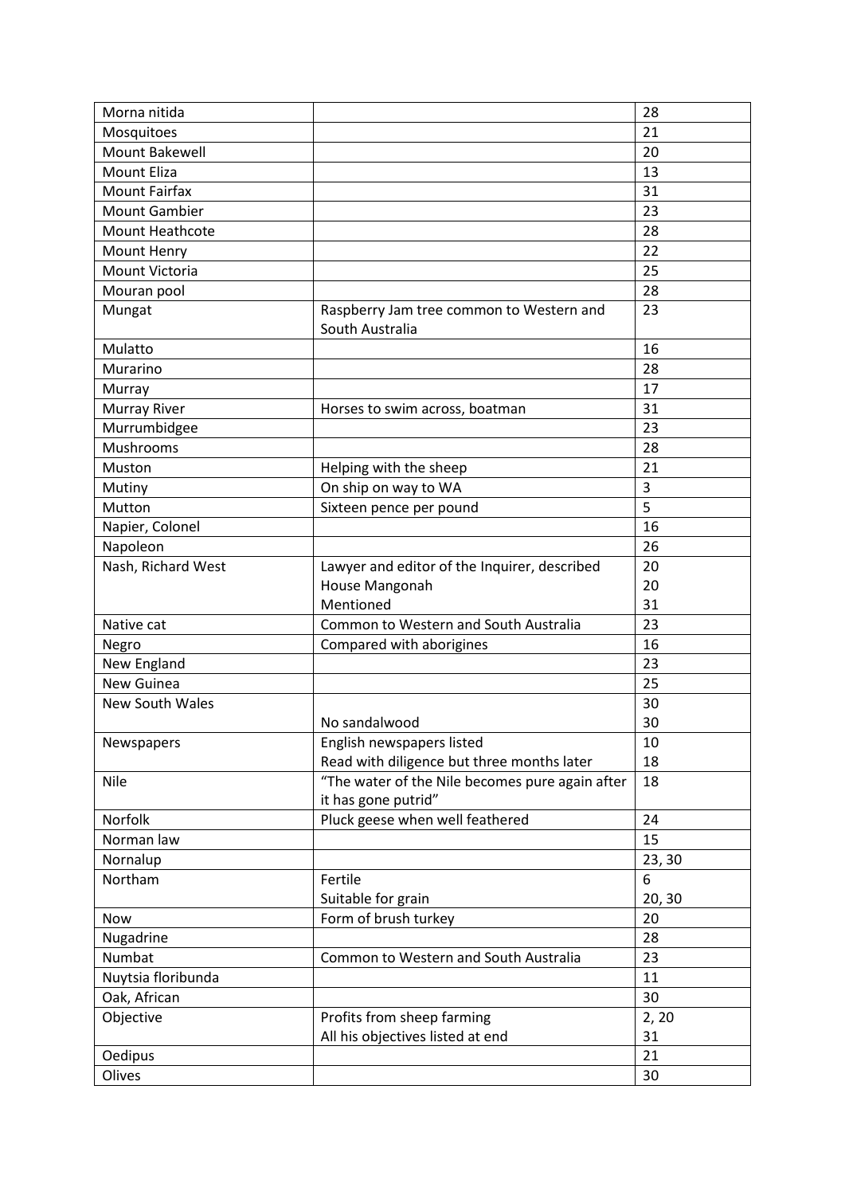| Morna nitida | | 28 |
|---|---|---|
| Mosquitoes | | 21 |
| Mount Bakewell | | 20 |
| Mount Eliza | | 13 |
| Mount Fairfax | | 31 |
| Mount Gambier | | 23 |
| Mount Heathcote | | 28 |
| Mount Henry | | 22 |
| Mount Victoria | | 25 |
| Mouran pool | | 28 |
| Mungat | Raspberry Jam tree common to Western and South Australia | 23 |
| Mulatto | | 16 |
| Murarino | | 28 |
| Murray | | 17 |
| Murray River | Horses to swim across, boatman | 31 |
| Murrumbidgee | | 23 |
| Mushrooms | | 28 |
| Muston | Helping with the sheep | 21 |
| Mutiny | On ship on way to WA | 3 |
| Mutton | Sixteen pence per pound | 5 |
| Napier, Colonel | | 16 |
| Napoleon | | 26 |
| Nash, Richard West | Lawyer and editor of the Inquirer, described<br>House Mangonah<br>Mentioned | 20<br>20<br>31 |
| Native cat | Common to Western and South Australia | 23 |
| Negro | Compared with aborigines | 16 |
| New England | | 23 |
| New Guinea | | 25 |
| New South Wales | <br>No sandalwood | 30<br>30 |
| Newspapers | English newspapers listed<br>Read with diligence but three months later | 10<br>18 |
| Nile | "The water of the Nile becomes pure again after it has gone putrid" | 18 |
| Norfolk | Pluck geese when well feathered | 24 |
| Norman law | | 15 |
| Nornalup | | 23, 30 |
| Northam | Fertile<br>Suitable for grain | 6<br>20, 30 |
| Now | Form of brush turkey | 20 |
| Nugadrine | | 28 |
| Numbat | Common to Western and South Australia | 23 |
| Nuytsia floribunda | | 11 |
| Oak, African | | 30 |
| Objective | Profits from sheep farming<br>All his objectives listed at end | 2, 20<br>31 |
| Oedipus | | 21 |
| Olives | | 30 |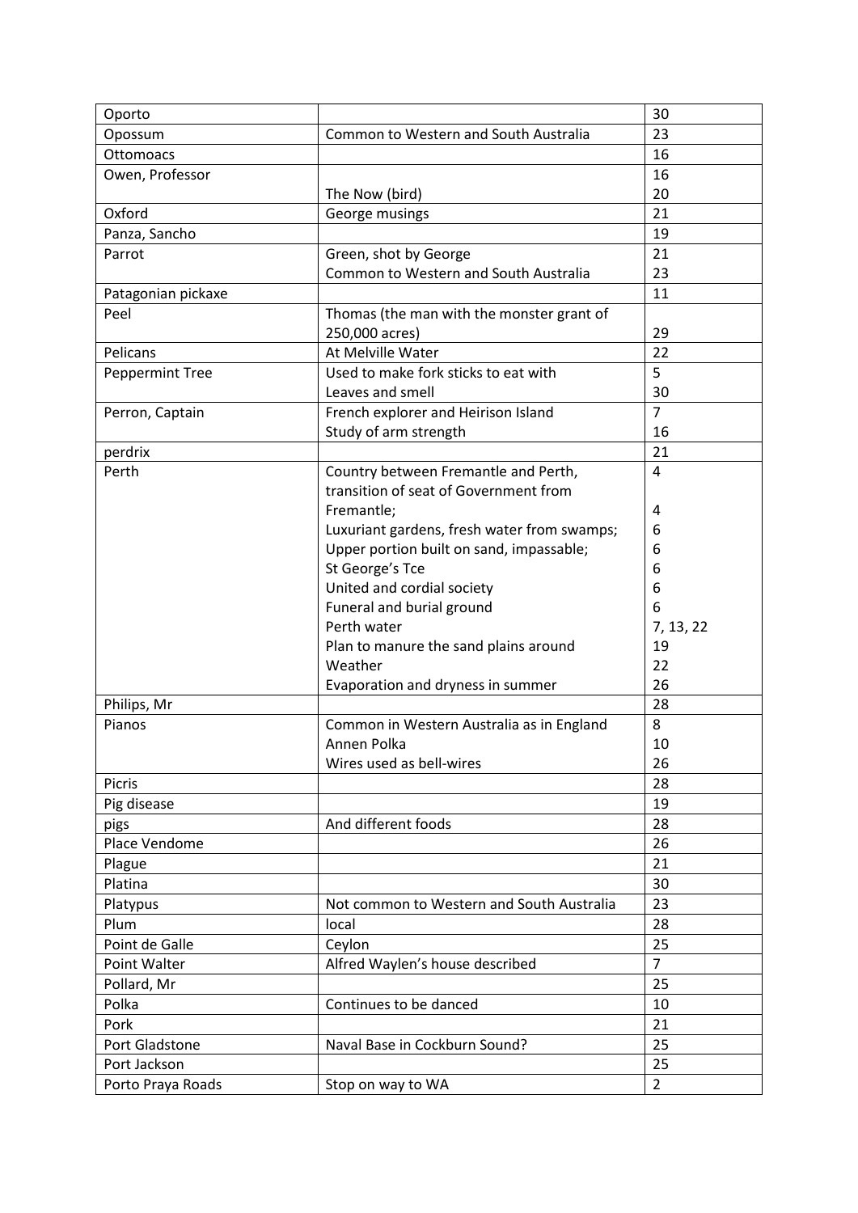| Oporto | | 30 |
|---|---|---|
| Opossum | Common to Western and South Australia | 23 |
| Ottomoacs | | 16 |
| Owen, Professor | | 16 |
| | The Now (bird) | 20 |
| Oxford | George musings | 21 |
| Panza, Sancho | | 19 |
| Parrot | Green, shot by George | 21 |
| | Common to Western and South Australia | 23 |
| Patagonian pickaxe | | 11 |
| Peel | Thomas (the man with the monster grant of 250,000 acres) | 29 |
| Pelicans | At Melville Water | 22 |
| Peppermint Tree | Used to make fork sticks to eat with | 5 |
| | Leaves and smell | 30 |
| Perron, Captain | French explorer and Heirison Island | 7 |
| | Study of arm strength | 16 |
| perdrix | | 21 |
| Perth | Country between Fremantle and Perth, | 4 |
| | transition of seat of Government from Fremantle; | 4 |
| | Luxuriant gardens, fresh water from swamps; | 6 |
| | Upper portion built on sand, impassable; | 6 |
| | St George's Tce | 6 |
| | United and cordial society | 6 |
| | Funeral and burial ground | 6 |
| | Perth water | 7, 13, 22 |
| | Plan to manure the sand plains around | 19 |
| | Weather | 22 |
| | Evaporation and dryness in summer | 26 |
| Philips, Mr | | 28 |
| Pianos | Common in Western Australia as in England | 8 |
| | Annen Polka | 10 |
| | Wires used as bell-wires | 26 |
| Picris | | 28 |
| Pig disease | | 19 |
| pigs | And different foods | 28 |
| Place Vendome | | 26 |
| Plague | | 21 |
| Platina | | 30 |
| Platypus | Not common to Western and South Australia | 23 |
| Plum | local | 28 |
| Point de Galle | Ceylon | 25 |
| Point Walter | Alfred Waylen's house described | 7 |
| Pollard, Mr | | 25 |
| Polka | Continues to be danced | 10 |
| Pork | | 21 |
| Port Gladstone | Naval Base in Cockburn Sound? | 25 |
| Port Jackson | | 25 |
| Porto Praya Roads | Stop on way to WA | 2 |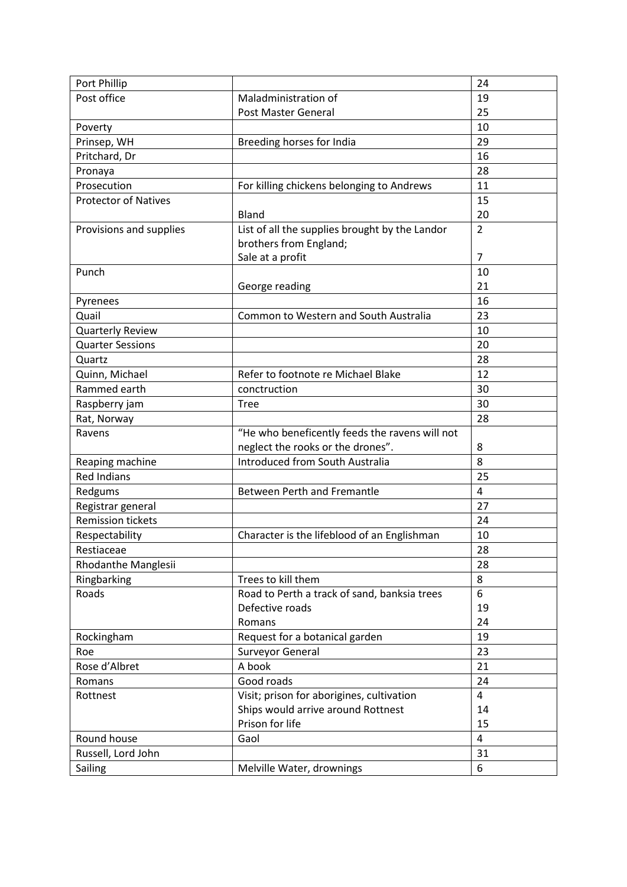| | | |
|---|---|---|
| Port Phillip | | 24 |
| Post office | Maladministration of | 19 |
| | Post Master General | 25 |
| Poverty | | 10 |
| Prinsep, WH | Breeding horses for India | 29 |
| Pritchard, Dr | | 16 |
| Pronaya | | 28 |
| Prosecution | For killing chickens belonging to Andrews | 11 |
| Protector of Natives | | 15 |
| | Bland | 20 |
| Provisions and supplies | List of all the supplies brought by the Landor brothers from England; | 2 |
| | Sale at a profit | 7 |
| Punch | | 10 |
| | George reading | 21 |
| Pyrenees | | 16 |
| Quail | Common to Western and South Australia | 23 |
| Quarterly Review | | 10 |
| Quarter Sessions | | 20 |
| Quartz | | 28 |
| Quinn, Michael | Refer to footnote re Michael Blake | 12 |
| Rammed earth | conctruction | 30 |
| Raspberry jam | Tree | 30 |
| Rat, Norway | | 28 |
| Ravens | "He who beneficently feeds the ravens will not neglect the rooks or the drones". | 8 |
| Reaping machine | Introduced from South Australia | 8 |
| Red Indians | | 25 |
| Redgums | Between Perth and Fremantle | 4 |
| Registrar general | | 27 |
| Remission tickets | | 24 |
| Respectability | Character is the lifeblood of an Englishman | 10 |
| Restiaceae | | 28 |
| Rhodanthe Manglesii | | 28 |
| Ringbarking | Trees to kill them | 8 |
| Roads | Road to Perth a track of sand, banksia trees | 6 |
| | Defective roads | 19 |
| | Romans | 24 |
| Rockingham | Request for a botanical garden | 19 |
| Roe | Surveyor General | 23 |
| Rose d'Albret | A book | 21 |
| Romans | Good roads | 24 |
| Rottnest | Visit; prison for aborigines, cultivation | 4 |
| | Ships would arrive around Rottnest | 14 |
| | Prison for life | 15 |
| Round house | Gaol | 4 |
| Russell, Lord John | | 31 |
| Sailing | Melville Water, drownings | 6 |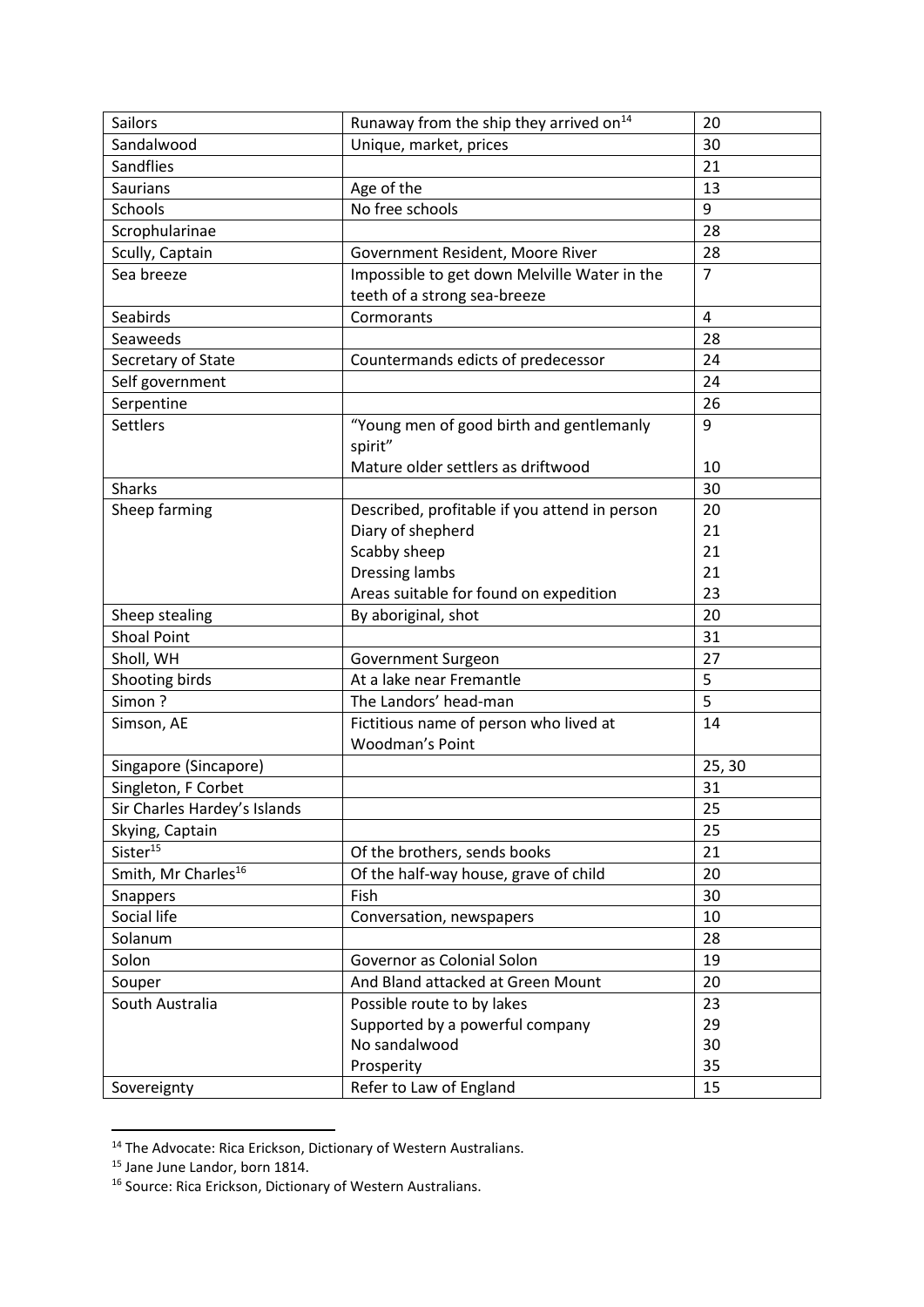| Sailors | Runaway from the ship they arrived on[14] | 20 |
|---|---|---|
| Sandalwood | Unique, market, prices | 30 |
| Sandflies | | 21 |
| Saurians | Age of the | 13 |
| Schools | No free schools | 9 |
| Scrophularinae | | 28 |
| Scully, Captain | Government Resident, Moore River | 28 |
| Sea breeze | Impossible to get down Melville Water in the teeth of a strong sea-breeze | 7 |
| Seabirds | Cormorants | 4 |
| Seaweeds | | 28 |
| Secretary of State | Countermands edicts of predecessor | 24 |
| Self government | | 24 |
| Serpentine | | 26 |
| Settlers | "Young men of good birth and gentlemanly spirit"<br>Mature older settlers as driftwood | 9<br><br>10 |
| Sharks | | 30 |
| Sheep farming | Described, profitable if you attend in person<br>Diary of shepherd<br>Scabby sheep<br>Dressing lambs<br>Areas suitable for found on expedition | 20<br>21<br>21<br>21<br>23 |
| Sheep stealing | By aboriginal, shot | 20 |
| Shoal Point | | 31 |
| Sholl, WH | Government Surgeon | 27 |
| Shooting birds | At a lake near Fremantle | 5 |
| Simon ? | The Landors' head-man | 5 |
| Simson, AE | Fictitious name of person who lived at Woodman's Point | 14 |
| Singapore (Sincapore) | | 25, 30 |
| Singleton, F Corbet | | 31 |
| Sir Charles Hardey's Islands | | 25 |
| Skying, Captain | | 25 |
| Sister[15] | Of the brothers, sends books | 21 |
| Smith, Mr Charles[16] | Of the half-way house, grave of child | 20 |
| Snappers | Fish | 30 |
| Social life | Conversation, newspapers | 10 |
| Solanum | | 28 |
| Solon | Governor as Colonial Solon | 19 |
| Souper | And Bland attacked at Green Mount | 20 |
| South Australia | Possible route to by lakes<br>Supported by a powerful company<br>No sandalwood<br>Prosperity | 23<br>29<br>30<br>35 |
| Sovereignty | Refer to Law of England | 15 |

[14] The Advocate: Rica Erickson, Dictionary of Western Australians.

[15] Jane June Landor, born 1814.

[16] Source: Rica Erickson, Dictionary of Western Australians.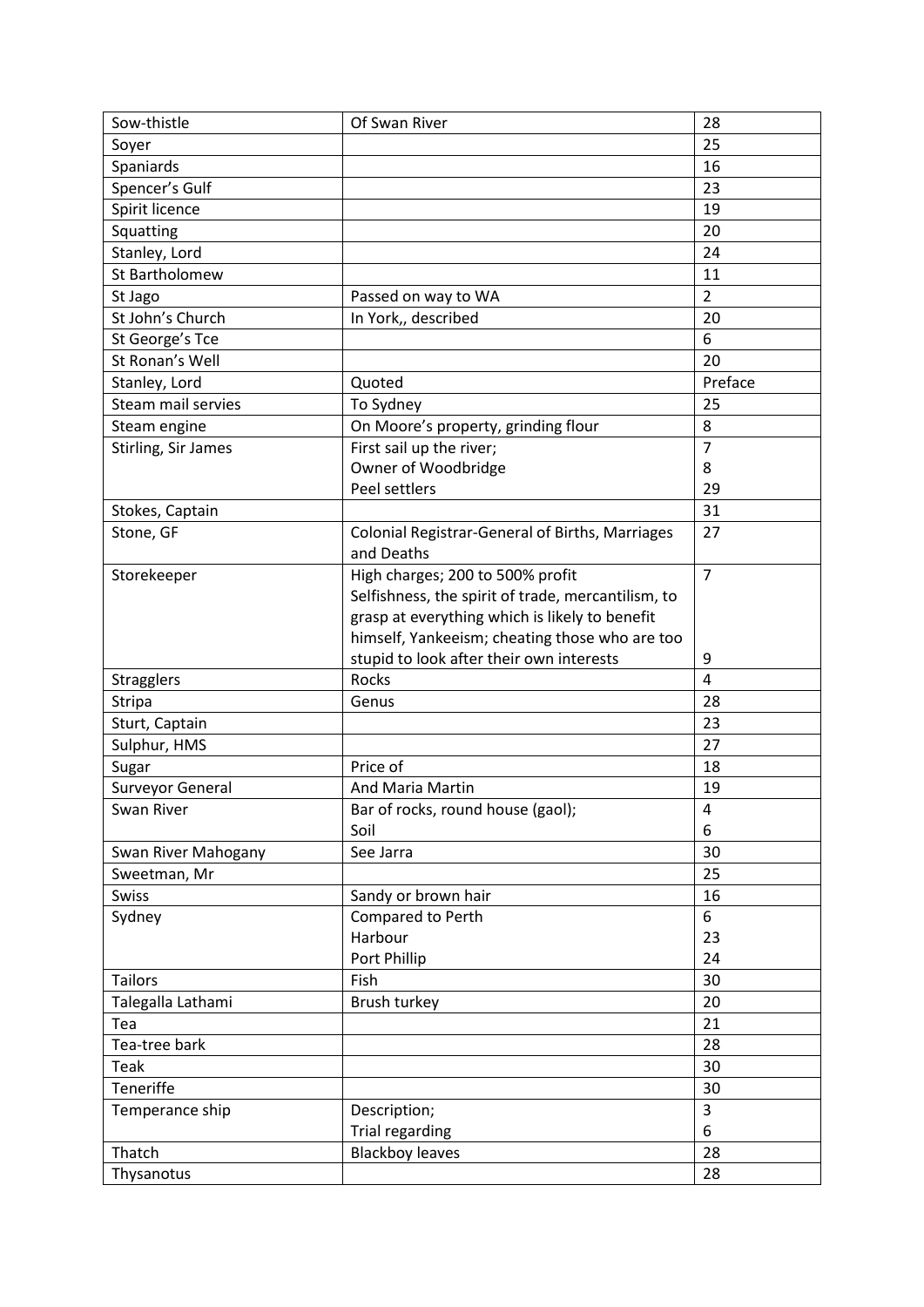| Sow-thistle | Of Swan River | 28 |
|---|---|---|
| Soyer | | 25 |
| Spaniards | | 16 |
| Spencer's Gulf | | 23 |
| Spirit licence | | 19 |
| Squatting | | 20 |
| Stanley, Lord | | 24 |
| St Bartholomew | | 11 |
| St Jago | Passed on way to WA | 2 |
| St John's Church | In York,, described | 20 |
| St George's Tce | | 6 |
| St Ronan's Well | | 20 |
| Stanley, Lord | Quoted | Preface |
| Steam mail servies | To Sydney | 25 |
| Steam engine | On Moore's property, grinding flour | 8 |
| Stirling, Sir James | First sail up the river;<br>Owner of Woodbridge<br>Peel settlers | 7<br>8<br>29 |
| Stokes, Captain | | 31 |
| Stone, GF | Colonial Registrar-General of Births, Marriages and Deaths | 27 |
| Storekeeper | High charges; 200 to 500% profit<br>Selfishness, the spirit of trade, mercantilism, to grasp at everything which is likely to benefit himself, Yankeeism; cheating those who are too stupid to look after their own interests | 7<br>9 |
| Stragglers | Rocks | 4 |
| Stripa | Genus | 28 |
| Sturt, Captain | | 23 |
| Sulphur, HMS | | 27 |
| Sugar | Price of | 18 |
| Surveyor General | And Maria Martin | 19 |
| Swan River | Bar of rocks, round house (gaol);<br>Soil | 4<br>6 |
| Swan River Mahogany | See Jarra | 30 |
| Sweetman, Mr | | 25 |
| Swiss | Sandy or brown hair | 16 |
| Sydney | Compared to Perth<br>Harbour<br>Port Phillip | 6<br>23<br>24 |
| Tailors | Fish | 30 |
| Talegalla Lathami | Brush turkey | 20 |
| Tea | | 21 |
| Tea-tree bark | | 28 |
| Teak | | 30 |
| Teneriffe | | 30 |
| Temperance ship | Description;<br>Trial regarding | 3<br>6 |
| Thatch | Blackboy leaves | 28 |
| Thysanotus | | 28 |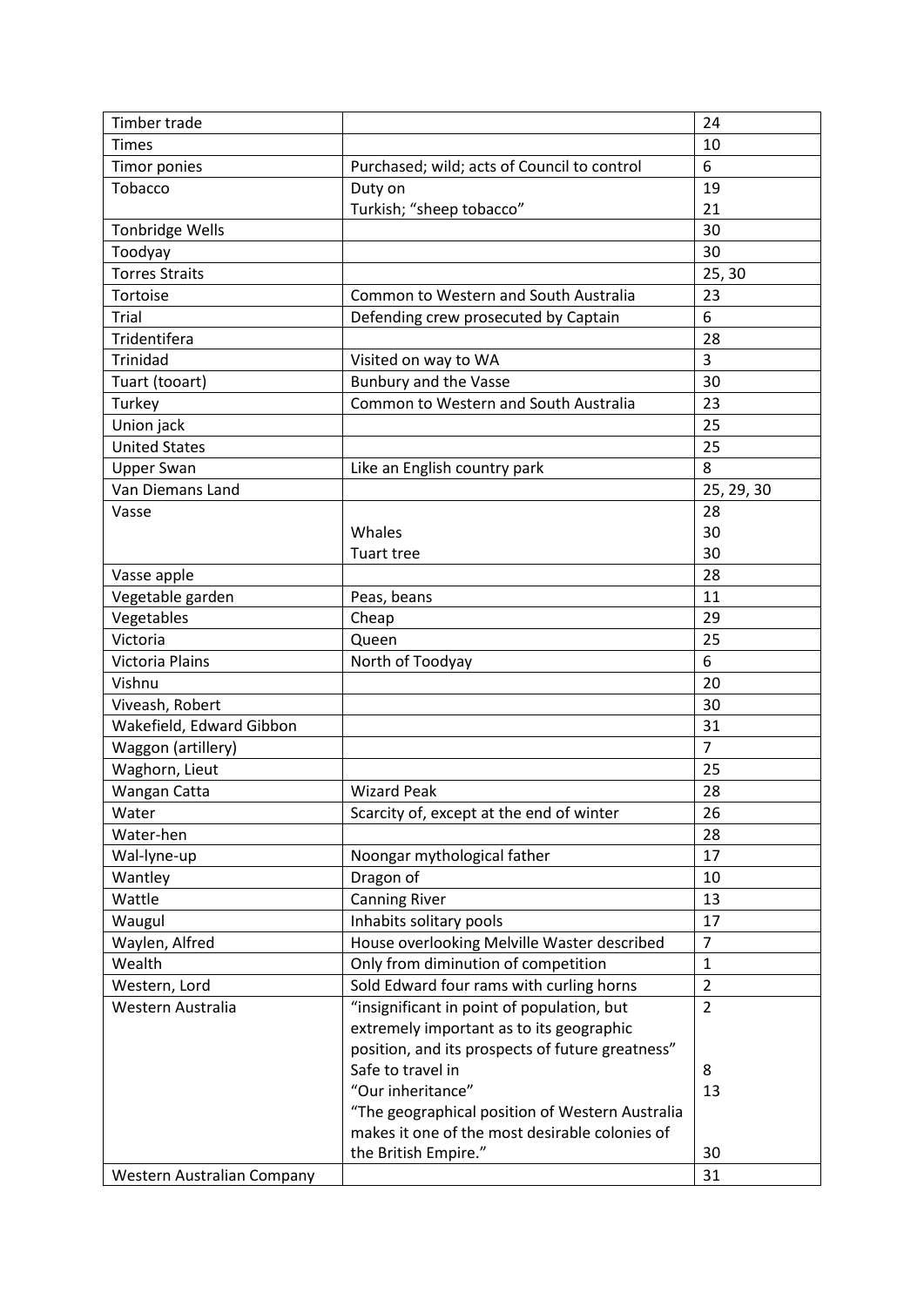| Timber trade | | 24 |
|---|---|---|
| Times | | 10 |
| Timor ponies | Purchased; wild; acts of Council to control | 6 |
| Tobacco | Duty on | 19 |
| | Turkish; "sheep tobacco" | 21 |
| Tonbridge Wells | | 30 |
| Toodyay | | 30 |
| Torres Straits | | 25, 30 |
| Tortoise | Common to Western and South Australia | 23 |
| Trial | Defending crew prosecuted by Captain | 6 |
| Tridentifera | | 28 |
| Trinidad | Visited on way to WA | 3 |
| Tuart (tooart) | Bunbury and the Vasse | 30 |
| Turkey | Common to Western and South Australia | 23 |
| Union jack | | 25 |
| United States | | 25 |
| Upper Swan | Like an English country park | 8 |
| Van Diemans Land | | 25, 29, 30 |
| Vasse | | 28 |
| | Whales | 30 |
| | Tuart tree | 30 |
| Vasse apple | | 28 |
| Vegetable garden | Peas, beans | 11 |
| Vegetables | Cheap | 29 |
| Victoria | Queen | 25 |
| Victoria Plains | North of Toodyay | 6 |
| Vishnu | | 20 |
| Viveash, Robert | | 30 |
| Wakefield, Edward Gibbon | | 31 |
| Waggon (artillery) | | 7 |
| Waghorn, Lieut | | 25 |
| Wangan Catta | Wizard Peak | 28 |
| Water | Scarcity of, except at the end of winter | 26 |
| Water-hen | | 28 |
| Wal-lyne-up | Noongar mythological father | 17 |
| Wantley | Dragon of | 10 |
| Wattle | Canning River | 13 |
| Waugul | Inhabits solitary pools | 17 |
| Waylen, Alfred | House overlooking Melville Waster described | 7 |
| Wealth | Only from diminution of competition | 1 |
| Western, Lord | Sold Edward four rams with curling horns | 2 |
| Western Australia | "insignificant in point of population, but extremely important as to its geographic position, and its prospects of future greatness" | 2 |
| | Safe to travel in | 8 |
| | "Our inheritance" | 13 |
| | "The geographical position of Western Australia makes it one of the most desirable colonies of the British Empire." | 30 |
| Western Australian Company | | 31 |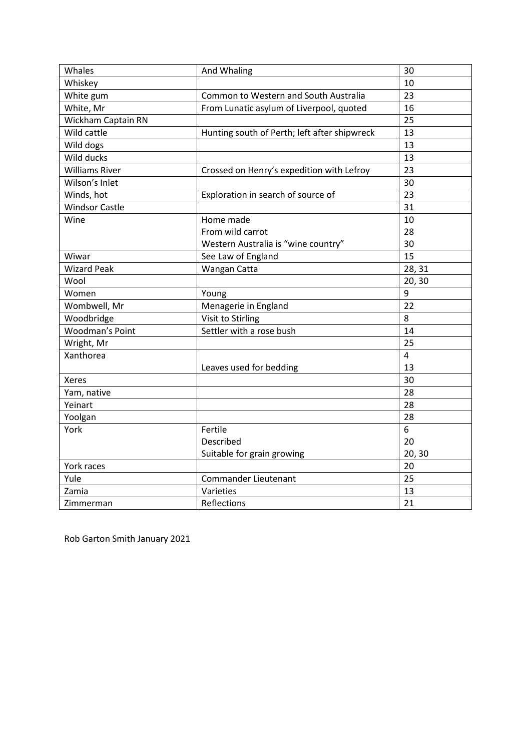| | | |
|---|---|---|
| Whales | And Whaling | 30 |
| Whiskey | | 10 |
| White gum | Common to Western and South Australia | 23 |
| White, Mr | From Lunatic asylum of Liverpool, quoted | 16 |
| Wickham Captain RN | | 25 |
| Wild cattle | Hunting south of Perth; left after shipwreck | 13 |
| Wild dogs | | 13 |
| Wild ducks | | 13 |
| Williams River | Crossed on Henry's expedition with Lefroy | 23 |
| Wilson's Inlet | | 30 |
| Winds, hot | Exploration in search of source of | 23 |
| Windsor Castle | | 31 |
| Wine | Home made | 10 |
| | From wild carrot | 28 |
| | Western Australia is "wine country" | 30 |
| Wiwar | See Law of England | 15 |
| Wizard Peak | Wangan Catta | 28, 31 |
| Wool | | 20, 30 |
| Women | Young | 9 |
| Wombwell, Mr | Menagerie in England | 22 |
| Woodbridge | Visit to Stirling | 8 |
| Woodman's Point | Settler with a rose bush | 14 |
| Wright, Mr | | 25 |
| Xanthorea | | 4 |
| | Leaves used for bedding | 13 |
| Xeres | | 30 |
| Yam, native | | 28 |
| Yeinart | | 28 |
| Yoolgan | | 28 |
| York | Fertile | 6 |
| | Described | 20 |
| | Suitable for grain growing | 20, 30 |
| York races | | 20 |
| Yule | Commander Lieutenant | 25 |
| Zamia | Varieties | 13 |
| Zimmerman | Reflections | 21 |

Rob Garton Smith January 2021